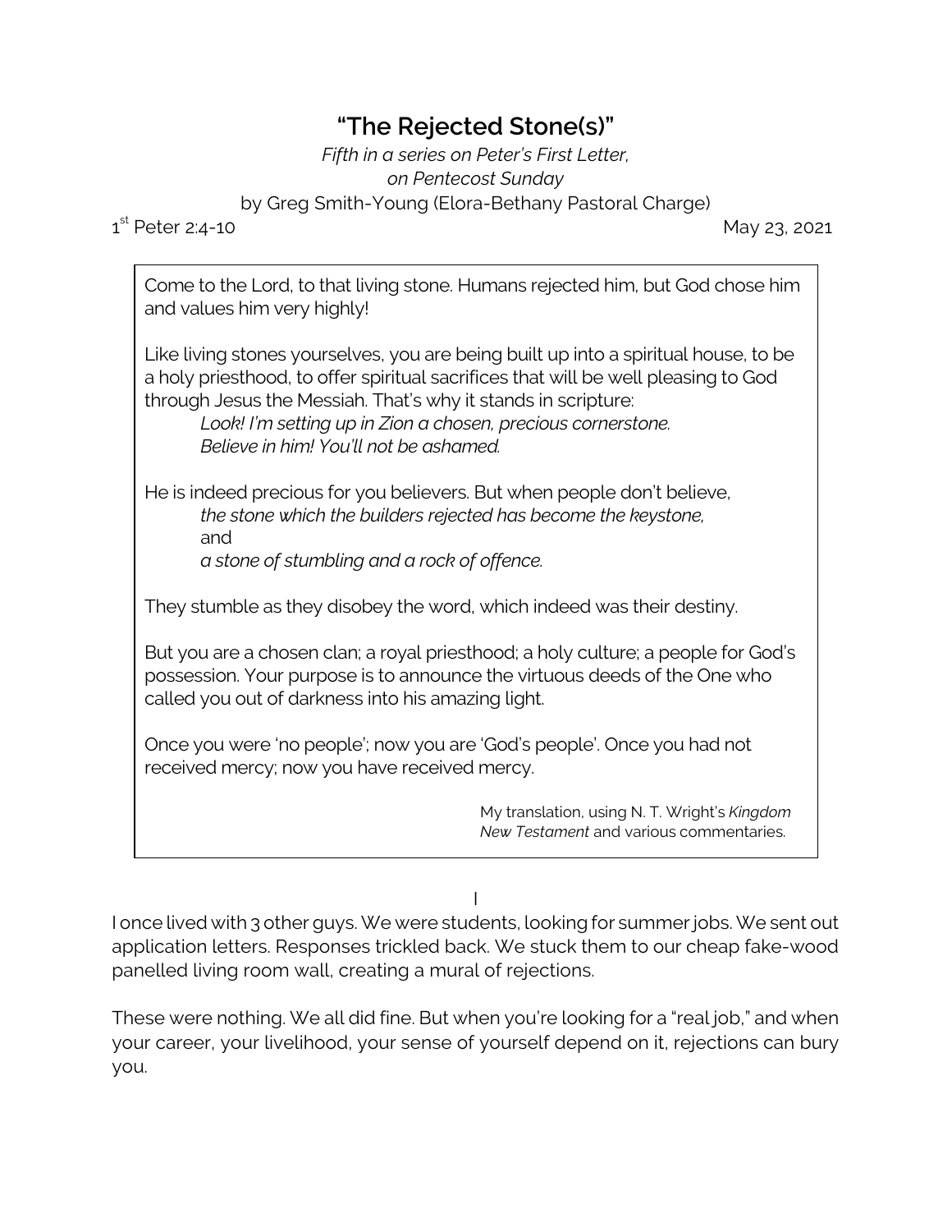# "The Rejected Stone(s)"

*Fifth in a series on Peter's First Letter,*
*on Pentecost Sunday*
by Greg Smith-Young (Elora-Bethany Pastoral Charge)

1st Peter 2:4-10 — May 23, 2021

> Come to the Lord, to that living stone. Humans rejected him, but God chose him and values him very highly!
>
> Like living stones yourselves, you are being built up into a spiritual house, to be a holy priesthood, to offer spiritual sacrifices that will be well pleasing to God through Jesus the Messiah. That's why it stands in scripture:
>
> *Look! I'm setting up in Zion a chosen, precious cornerstone.*
> *Believe in him! You'll not be ashamed.*
>
> He is indeed precious for you believers. But when people don't believe,
>
> *the stone which the builders rejected has become the keystone,*
> and
> *a stone of stumbling and a rock of offence.*
>
> They stumble as they disobey the word, which indeed was their destiny.
>
> But you are a chosen clan; a royal priesthood; a holy culture; a people for God's possession. Your purpose is to announce the virtuous deeds of the One who called you out of darkness into his amazing light.
>
> Once you were 'no people'; now you are 'God's people'. Once you had not received mercy; now you have received mercy.
>
> My translation, using N. T. Wright's *Kingdom New Testament* and various commentaries.

## I

I once lived with 3 other guys. We were students, looking for summer jobs. We sent out application letters. Responses trickled back. We stuck them to our cheap fake-wood panelled living room wall, creating a mural of rejections.

These were nothing. We all did fine. But when you're looking for a "real job," and when your career, your livelihood, your sense of yourself depend on it, rejections can bury you.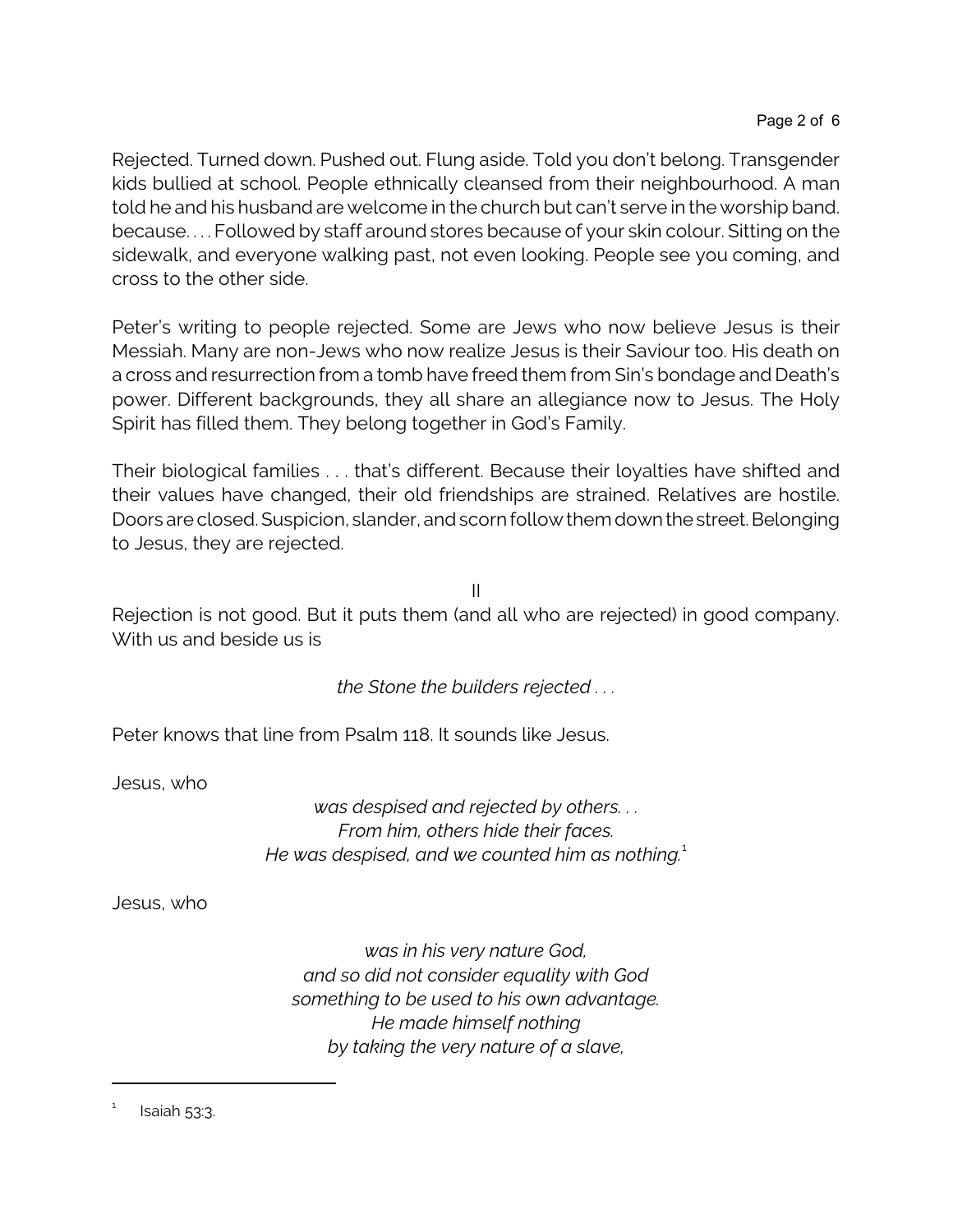Rejected. Turned down. Pushed out. Flung aside. Told you don't belong. Transgender kids bullied at school. People ethnically cleansed from their neighbourhood. A man told he and his husband are welcome in the church but can't serve in the worship band. because. . . . Followed by staff around stores because of your skin colour. Sitting on the sidewalk, and everyone walking past, not even looking. People see you coming, and cross to the other side.

Peter's writing to people rejected. Some are Jews who now believe Jesus is their Messiah. Many are non-Jews who now realize Jesus is their Saviour too. His death on a cross and resurrection from a tomb have freed them from Sin's bondage and Death's power. Different backgrounds, they all share an allegiance now to Jesus. The Holy Spirit has filled them. They belong together in God's Family.

Their biological families . . . that's different. Because their loyalties have shifted and their values have changed, their old friendships are strained. Relatives are hostile. Doors are closed. Suspicion, slander, and scorn follow them down the street. Belonging to Jesus, they are rejected.

II

Rejection is not good. But it puts them (and all who are rejected) in good company. With us and beside us is

*the Stone the builders rejected . . .*

Peter knows that line from Psalm 118. It sounds like Jesus.

Jesus, who

*was despised and rejected by others. . .*
*From him, others hide their faces.*
*He was despised, and we counted him as nothing.*[1]

Jesus, who

*was in his very nature God,*
*and so did not consider equality with God*
*something to be used to his own advantage.*
*He made himself nothing*
*by taking the very nature of a slave,*

---

[1] Isaiah 53:3.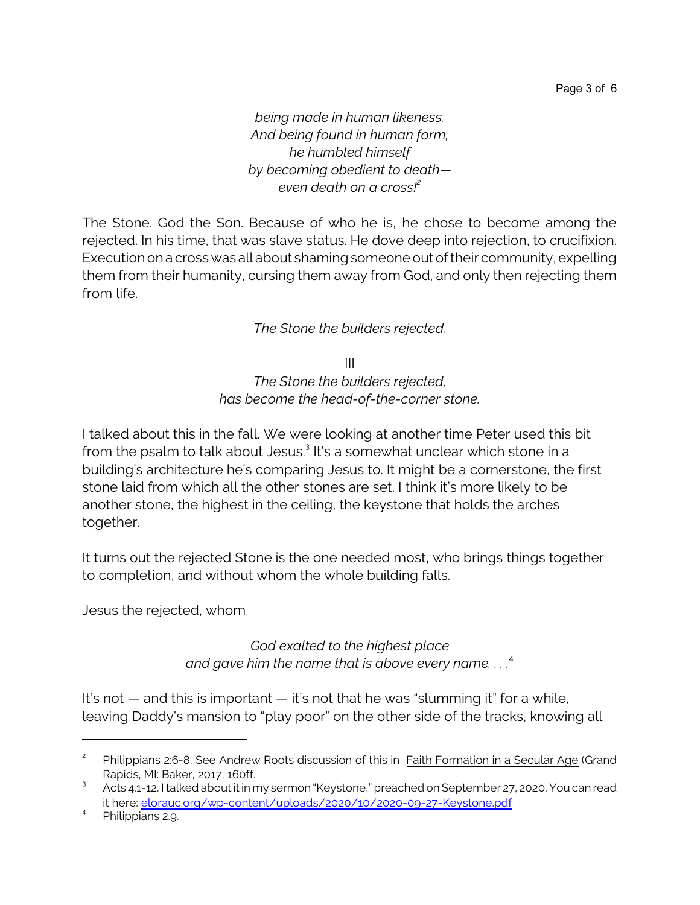*being made in human likeness.*
*And being found in human form,*
*he humbled himself*
*by becoming obedient to death—*
*even death on a cross!*[2]

The Stone. God the Son. Because of who he is, he chose to become among the rejected. In his time, that was slave status. He dove deep into rejection, to crucifixion. Execution on a cross was all about shaming someone out of their community, expelling them from their humanity, cursing them away from God, and only then rejecting them from life.

*The Stone the builders rejected.*

III

*The Stone the builders rejected,*
*has become the head-of-the-corner stone.*

I talked about this in the fall. We were looking at another time Peter used this bit from the psalm to talk about Jesus.[3] It's a somewhat unclear which stone in a building's architecture he's comparing Jesus to. It might be a cornerstone, the first stone laid from which all the other stones are set. I think it's more likely to be another stone, the highest in the ceiling, the keystone that holds the arches together.

It turns out the rejected Stone is the one needed most, who brings things together to completion, and without whom the whole building falls.

Jesus the rejected, whom

*God exalted to the highest place*
*and gave him the name that is above every name. . . .*[4]

It's not — and this is important — it's not that he was "slumming it" for a while, leaving Daddy's mansion to "play poor" on the other side of the tracks, knowing all

---

[2] Philippians 2:6-8. See Andrew Roots discussion of this in Faith Formation in a Secular Age (Grand Rapids, MI: Baker, 2017, 160ff.

[3] Acts 4.1-12. I talked about it in my sermon "Keystone," preached on September 27, 2020. You can read it here: [elorauc.org/wp-content/uploads/2020/10/2020-09-27-Keystone.pdf](elorauc.org/wp-content/uploads/2020/10/2020-09-27-Keystone.pdf)

[4] Philippians 2.9.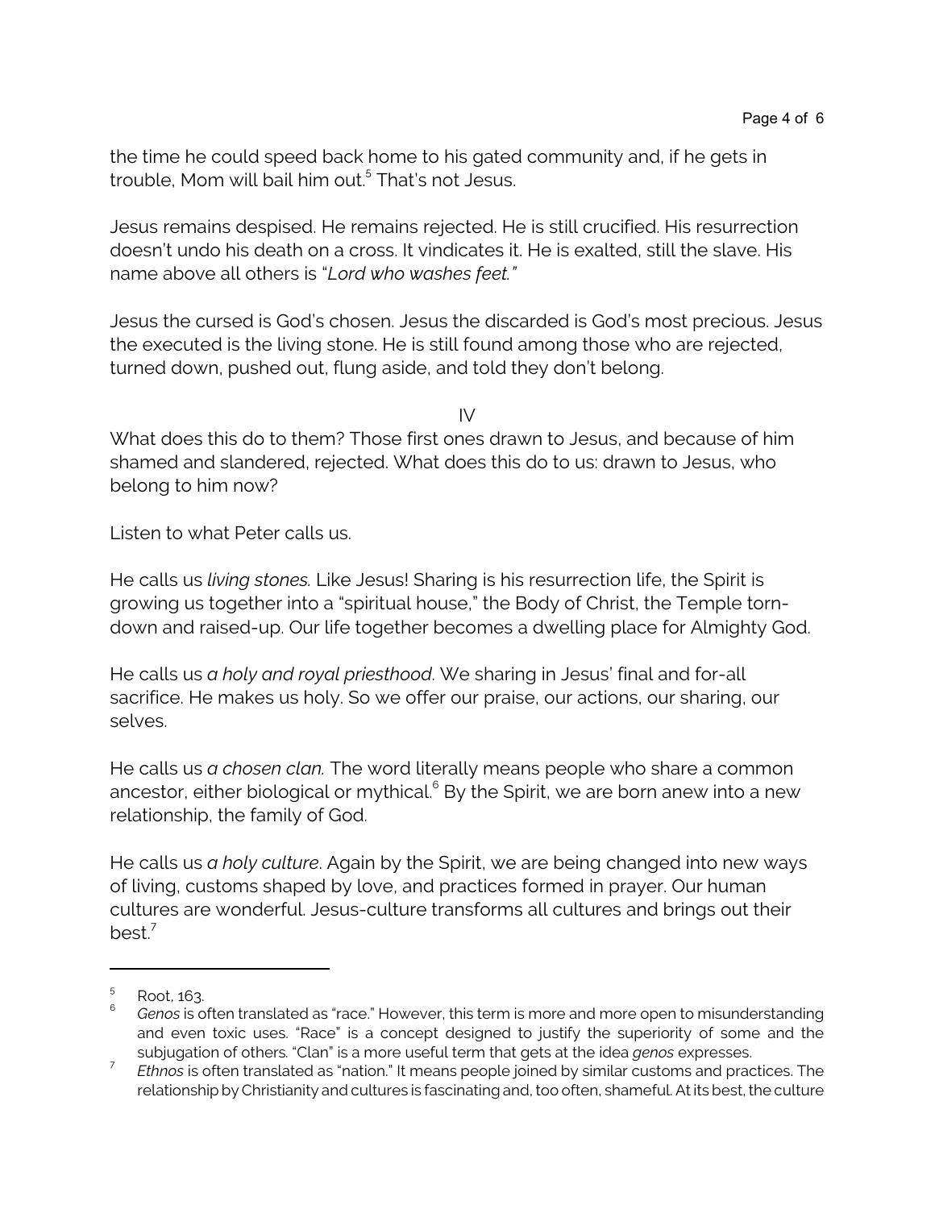the time he could speed back home to his gated community and, if he gets in trouble, Mom will bail him out.[5] That's not Jesus.

Jesus remains despised. He remains rejected. He is still crucified. His resurrection doesn't undo his death on a cross. It vindicates it. He is exalted, still the slave. His name above all others is "*Lord who washes feet."*

Jesus the cursed is God's chosen. Jesus the discarded is God's most precious. Jesus the executed is the living stone. He is still found among those who are rejected, turned down, pushed out, flung aside, and told they don't belong.

IV

What does this do to them? Those first ones drawn to Jesus, and because of him shamed and slandered, rejected. What does this do to us: drawn to Jesus, who belong to him now?

Listen to what Peter calls us.

He calls us *living stones.* Like Jesus! Sharing is his resurrection life, the Spirit is growing us together into a "spiritual house," the Body of Christ, the Temple torn-down and raised-up. Our life together becomes a dwelling place for Almighty God.

He calls us *a holy and royal priesthood*. We sharing in Jesus' final and for-all sacrifice. He makes us holy. So we offer our praise, our actions, our sharing, our selves.

He calls us *a chosen clan.* The word literally means people who share a common ancestor, either biological or mythical.[6] By the Spirit, we are born anew into a new relationship, the family of God.

He calls us *a holy culture*. Again by the Spirit, we are being changed into new ways of living, customs shaped by love, and practices formed in prayer. Our human cultures are wonderful. Jesus-culture transforms all cultures and brings out their best.[7]

---

[5] Root, 163.

[6] *Genos* is often translated as "race." However, this term is more and more open to misunderstanding and even toxic uses. "Race" is a concept designed to justify the superiority of some and the subjugation of others. "Clan" is a more useful term that gets at the idea *genos* expresses.

[7] *Ethnos* is often translated as "nation." It means people joined by similar customs and practices. The relationship by Christianity and cultures is fascinating and, too often, shameful. At its best, the culture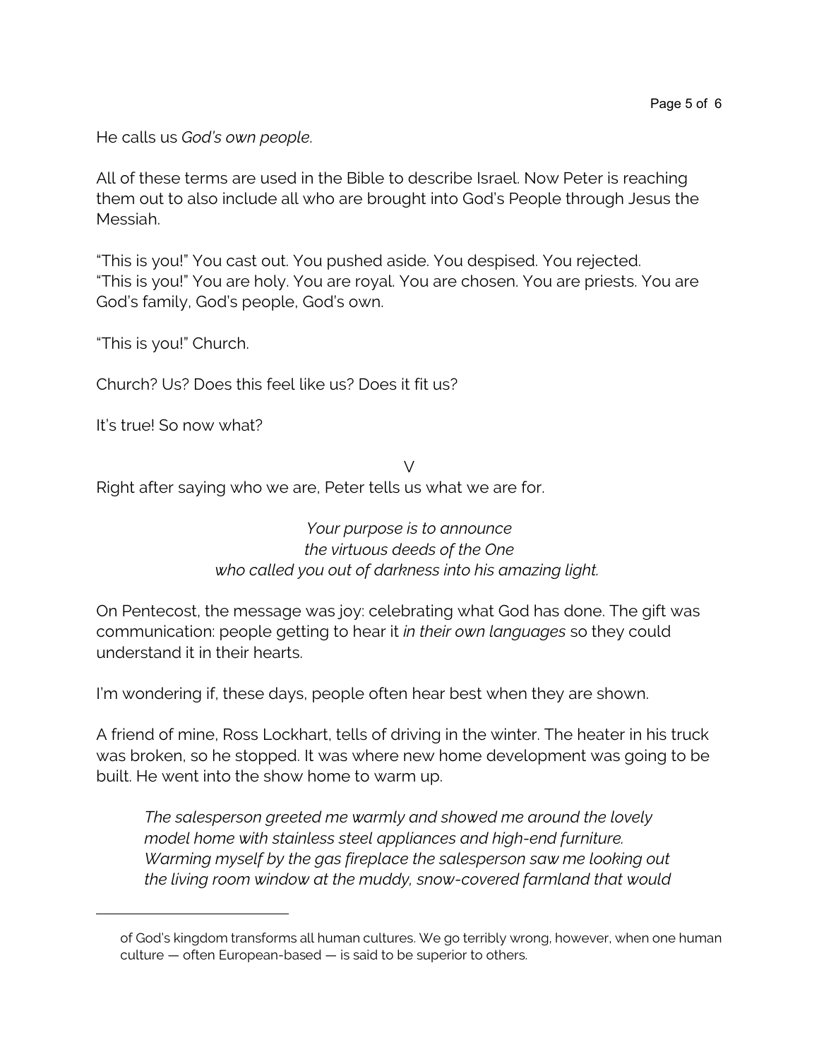He calls us *God's own people*.

All of these terms are used in the Bible to describe Israel. Now Peter is reaching them out to also include all who are brought into God's People through Jesus the Messiah.

"This is you!" You cast out. You pushed aside. You despised. You rejected. "This is you!" You are holy. You are royal. You are chosen. You are priests. You are God's family, God's people, God's own.

"This is you!" Church.

Church? Us? Does this feel like us? Does it fit us?

It's true! So now what?

V

Right after saying who we are, Peter tells us what we are for.

*Your purpose is to announce*
*the virtuous deeds of the One*
*who called you out of darkness into his amazing light.*

On Pentecost, the message was joy: celebrating what God has done. The gift was communication: people getting to hear it *in their own languages* so they could understand it in their hearts.

I'm wondering if, these days, people often hear best when they are shown.

A friend of mine, Ross Lockhart, tells of driving in the winter. The heater in his truck was broken, so he stopped. It was where new home development was going to be built. He went into the show home to warm up.

> *The salesperson greeted me warmly and showed me around the lovely model home with stainless steel appliances and high-end furniture. Warming myself by the gas fireplace the salesperson saw me looking out the living room window at the muddy, snow-covered farmland that would*

---

of God's kingdom transforms all human cultures. We go terribly wrong, however, when one human culture — often European-based — is said to be superior to others.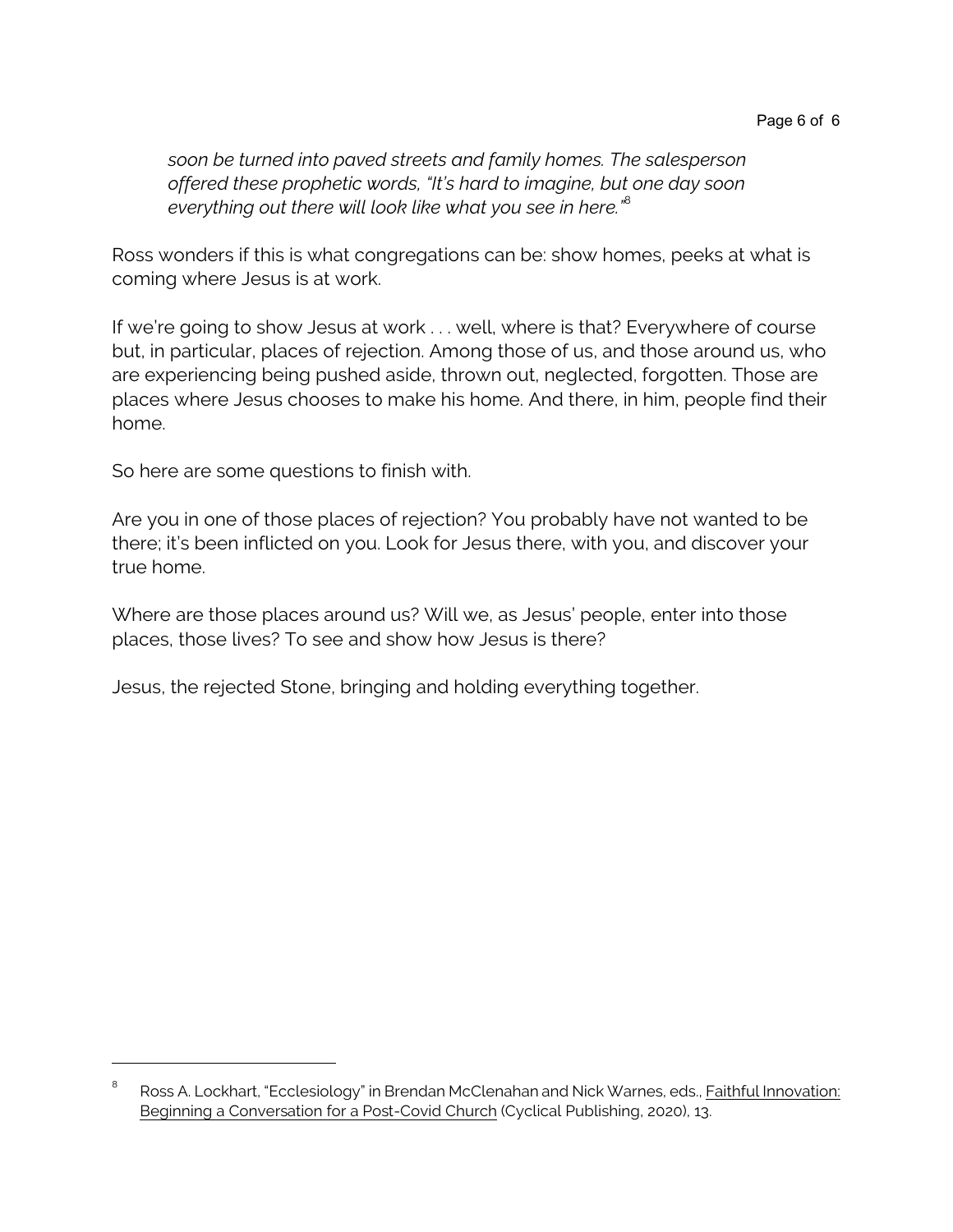> *soon be turned into paved streets and family homes. The salesperson offered these prophetic words, "It's hard to imagine, but one day soon everything out there will look like what you see in here."*[8]

Ross wonders if this is what congregations can be: show homes, peeks at what is coming where Jesus is at work.

If we're going to show Jesus at work . . . well, where is that? Everywhere of course but, in particular, places of rejection. Among those of us, and those around us, who are experiencing being pushed aside, thrown out, neglected, forgotten. Those are places where Jesus chooses to make his home. And there, in him, people find their home.

So here are some questions to finish with.

Are you in one of those places of rejection? You probably have not wanted to be there; it's been inflicted on you. Look for Jesus there, with you, and discover your true home.

Where are those places around us? Will we, as Jesus' people, enter into those places, those lives? To see and show how Jesus is there?

Jesus, the rejected Stone, bringing and holding everything together.

---

[8] Ross A. Lockhart, "Ecclesiology" in Brendan McClenahan and Nick Warnes, eds., Faithful Innovation: Beginning a Conversation for a Post-Covid Church (Cyclical Publishing, 2020), 13.